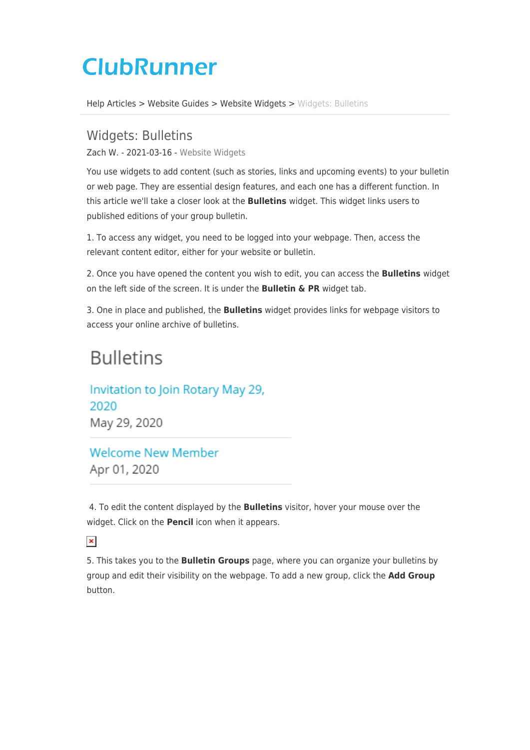# ClubRunner

Help Articles > Website Guides > Website Widgets > Widgets: Bulletins

## Widgets: Bulletins

Zach W. - 2021-03-16 - Website Widgets

You use widgets to add content (such as stories, links and upcoming events) to your bulletin or web page. They are essential design features, and each one has a different function. In this article we'll take a closer look at the **Bulletins** widget. This widget links users to published editions of your group bulletin.

1. To access any widget, you need to be logged into your webpage. Then, access the relevant content editor, either for your website or bulletin.

2. Once you have opened the content you wish to edit, you can access the **Bulletins** widget on the left side of the screen. It is under the **Bulletin & PR** widget tab.

3. One in place and published, the **Bulletins** widget provides links for webpage visitors to access your online archive of bulletins.

### Bulletins

Invitation to Join Rotary May 29, 2020
May 29, 2020

Welcome New Member
Apr 01, 2020

4. To edit the content displayed by the **Bulletins** visitor, hover your mouse over the widget. Click on the **Pencil** icon when it appears.

5. This takes you to the **Bulletin Groups** page, where you can organize your bulletins by group and edit their visibility on the webpage. To add a new group, click the **Add Group** button.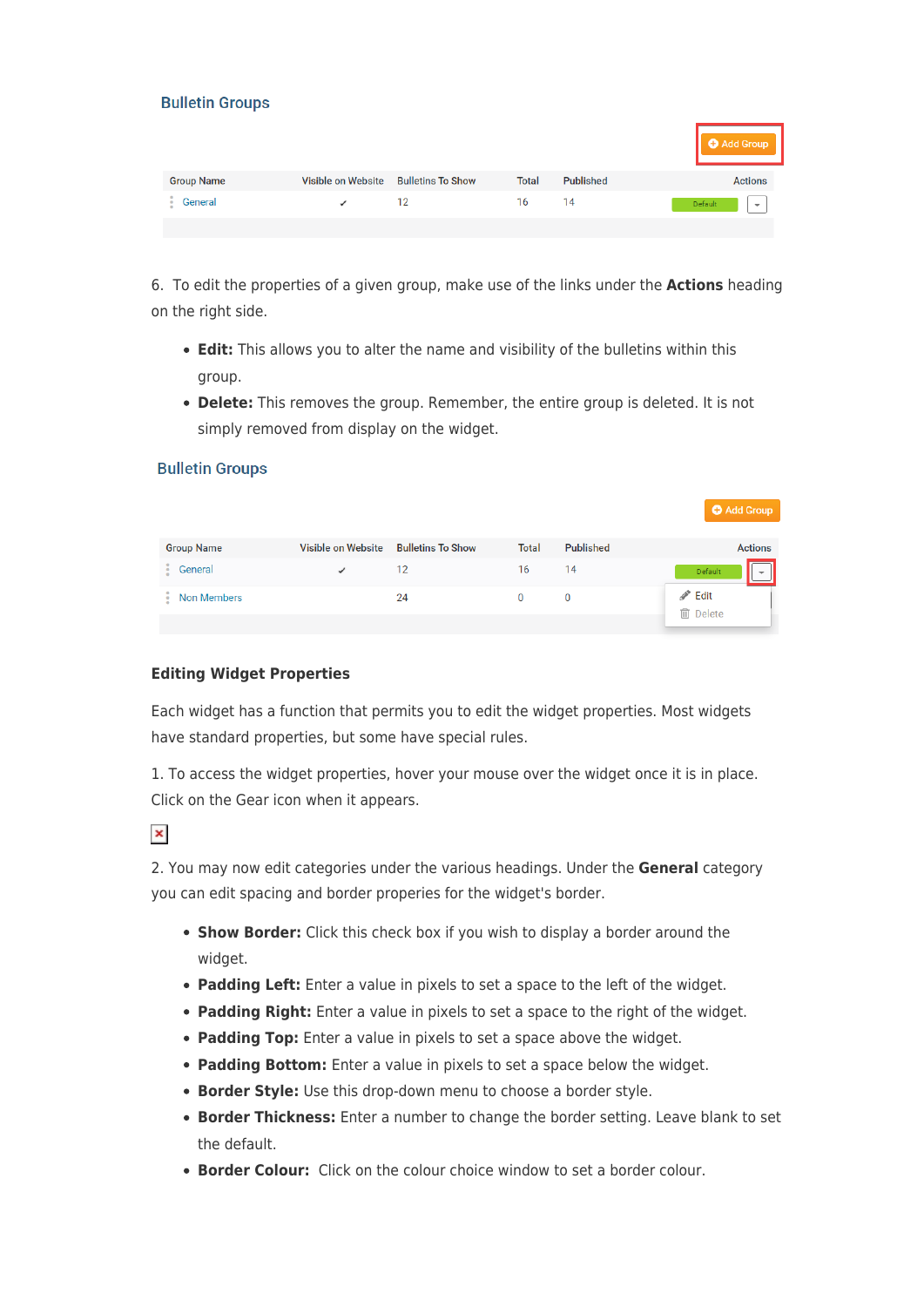**Bulletin Groups**

| Group Name | Visible on Website | Bulletins To Show | Total | Published | Actions |
| --- | --- | --- | --- | --- | --- |
| General | ✔ | 12 | 16 | 14 | Default |

6. To edit the properties of a given group, make use of the links under the **Actions** heading on the right side.

- **Edit:** This allows you to alter the name and visibility of the bulletins within this group.
- **Delete:** This removes the group. Remember, the entire group is deleted. It is not simply removed from display on the widget.

**Bulletin Groups**

| Group Name | Visible on Website | Bulletins To Show | Total | Published | Actions |
| --- | --- | --- | --- | --- | --- |
| General | ✔ | 12 | 16 | 14 | Default |
| Non Members | | 24 | 0 | 0 | Edit / Delete |

#### Editing Widget Properties

Each widget has a function that permits you to edit the widget properties. Most widgets have standard properties, but some have special rules.

1. To access the widget properties, hover your mouse over the widget once it is in place. Click on the Gear icon when it appears.

2. You may now edit categories under the various headings. Under the **General** category you can edit spacing and border properies for the widget's border.

- **Show Border:** Click this check box if you wish to display a border around the widget.
- **Padding Left:** Enter a value in pixels to set a space to the left of the widget.
- **Padding Right:** Enter a value in pixels to set a space to the right of the widget.
- **Padding Top:** Enter a value in pixels to set a space above the widget.
- **Padding Bottom:** Enter a value in pixels to set a space below the widget.
- **Border Style:** Use this drop-down menu to choose a border style.
- **Border Thickness:** Enter a number to change the border setting. Leave blank to set the default.
- **Border Colour:** Click on the colour choice window to set a border colour.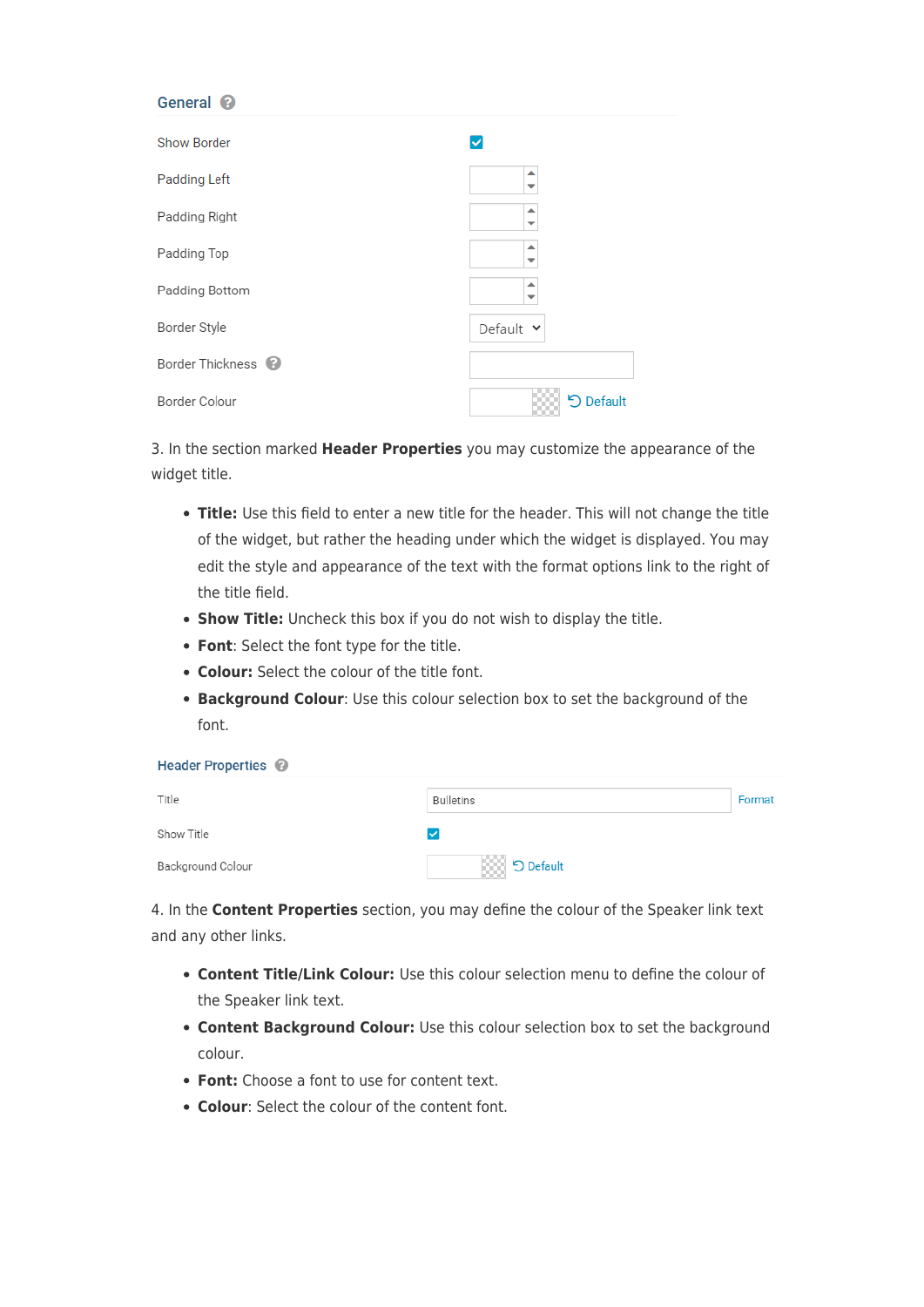General

| | |
|---|---|
| Show Border | ☑ |
| Padding Left | |
| Padding Right | |
| Padding Top | |
| Padding Bottom | |
| Border Style | Default |
| Border Thickness | |
| Border Colour | Default |

3. In the section marked **Header Properties** you may customize the appearance of the widget title.

- **Title:** Use this field to enter a new title for the header. This will not change the title of the widget, but rather the heading under which the widget is displayed. You may edit the style and appearance of the text with the format options link to the right of the title field.
- **Show Title:** Uncheck this box if you do not wish to display the title.
- **Font**: Select the font type for the title.
- **Colour:** Select the colour of the title font.
- **Background Colour**: Use this colour selection box to set the background of the font.

Header Properties

| | | |
|---|---|---|
| Title | Bulletins | Format |
| Show Title | ☑ | |
| Background Colour | Default | |

4. In the **Content Properties** section, you may define the colour of the Speaker link text and any other links.

- **Content Title/Link Colour:** Use this colour selection menu to define the colour of the Speaker link text.
- **Content Background Colour:** Use this colour selection box to set the background colour.
- **Font:** Choose a font to use for content text.
- **Colour**: Select the colour of the content font.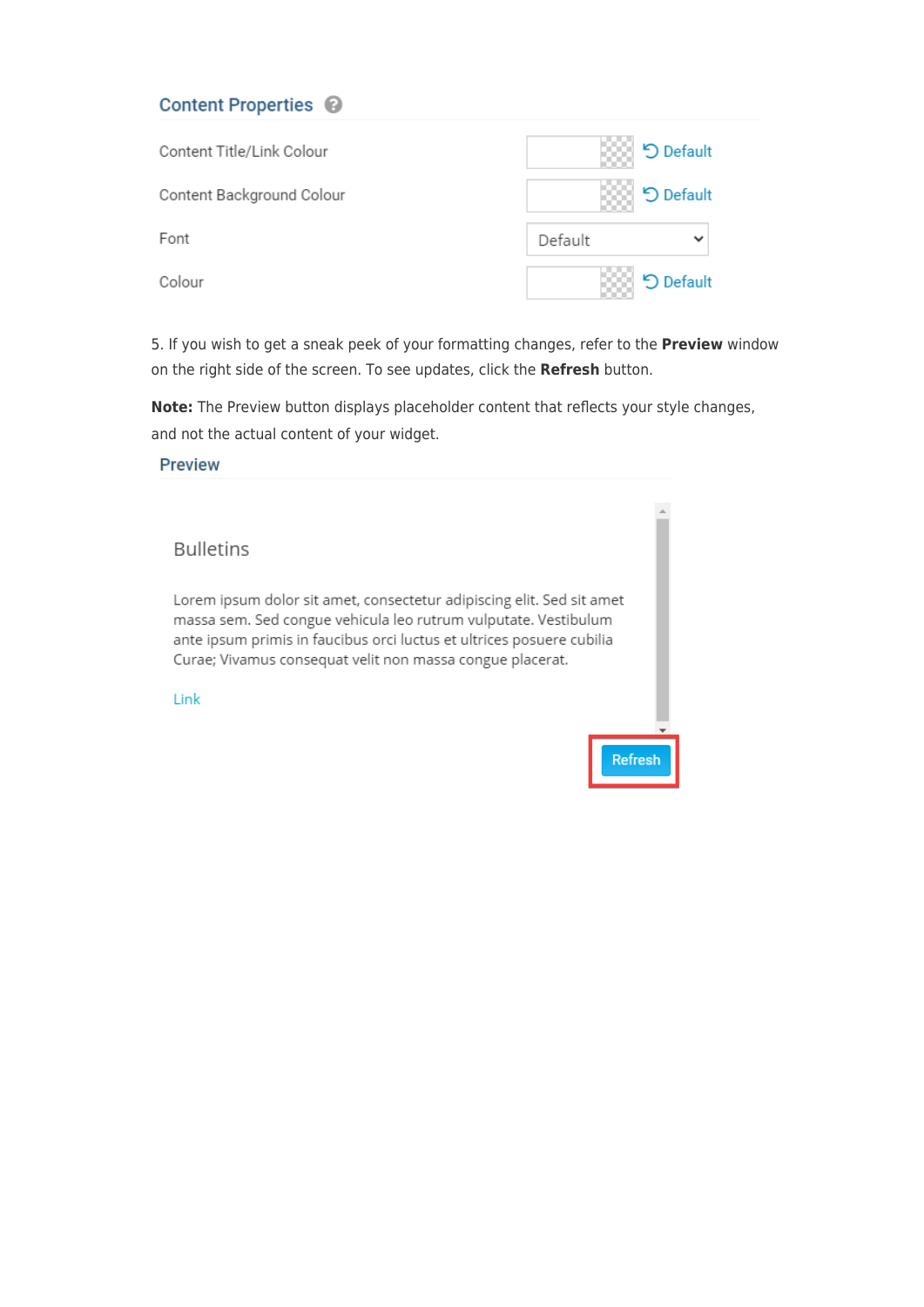### Content Properties

| | |
|---|---|
| Content Title/Link Colour | Default |
| Content Background Colour | Default |
| Font | Default |
| Colour | Default |

5. If you wish to get a sneak peek of your formatting changes, refer to the **Preview** window on the right side of the screen. To see updates, click the **Refresh** button.

**Note:** The Preview button displays placeholder content that reflects your style changes, and not the actual content of your widget.

### Preview

Bulletins

Lorem ipsum dolor sit amet, consectetur adipiscing elit. Sed sit amet massa sem. Sed congue vehicula leo rutrum vulputate. Vestibulum ante ipsum primis in faucibus orci luctus et ultrices posuere cubilia Curae; Vivamus consequat velit non massa congue placerat.

Link

Refresh